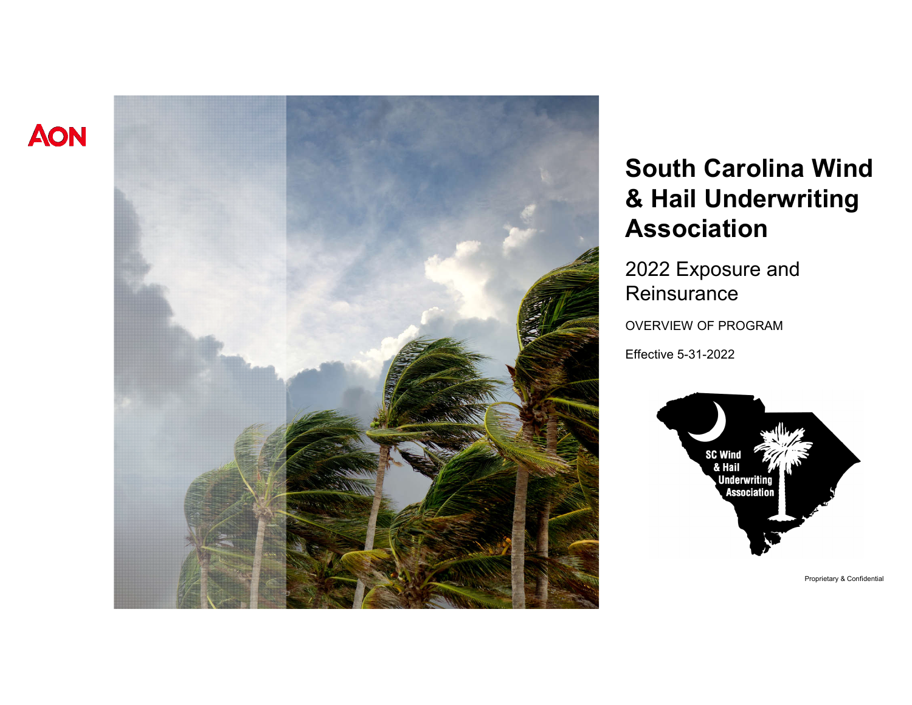AON

# South Carolina Wind & Hail Underwriting Association

## 2022 Exposure and Reinsurance

OVERVIEW OF PROGRAM

Effective 5-31-2022

SC Wind & Hail Underwriting Association

Proprietary & Confidential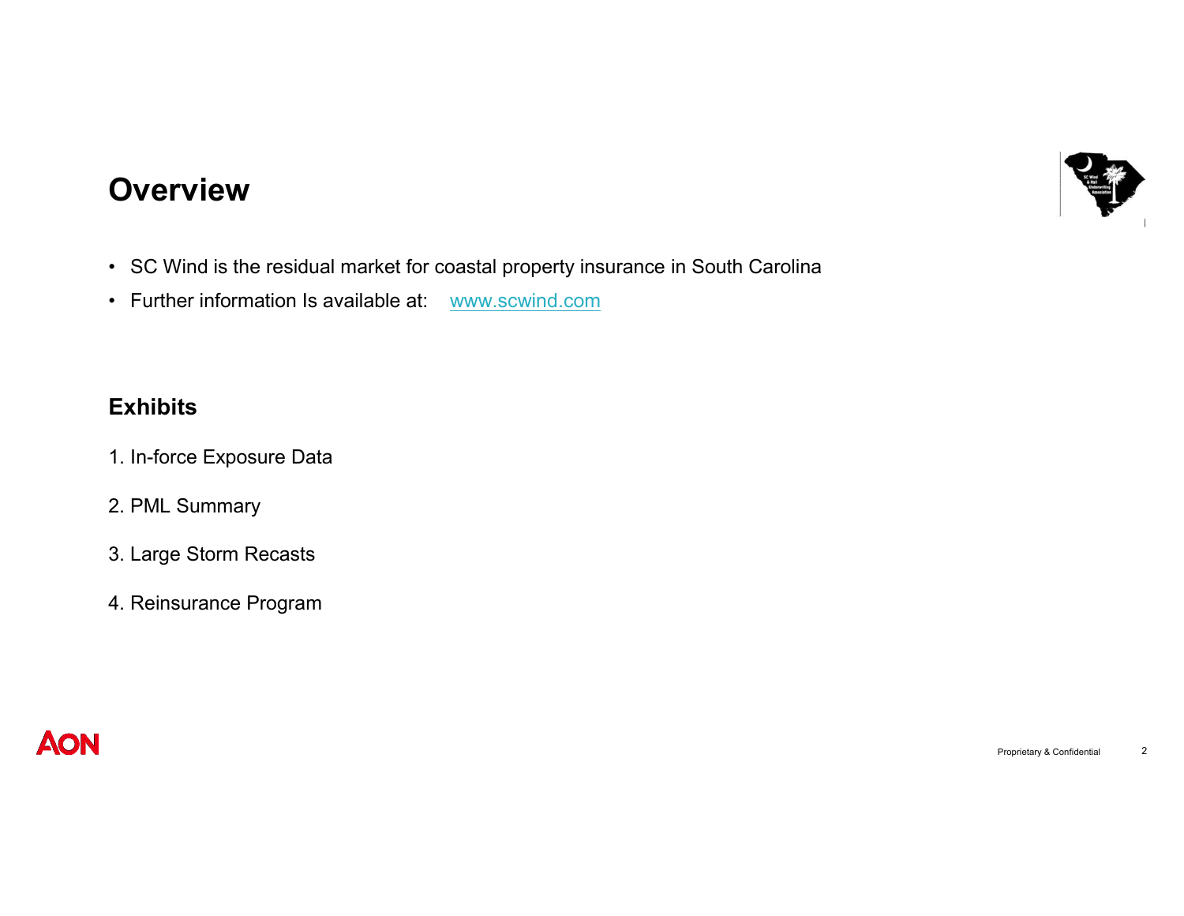# Overview

- SC Wind is the residual market for coastal property insurance in South Carolina
- Further information Is available at: www.scwind.com

## Exhibits

1. In-force Exposure Data
2. PML Summary
3. Large Storm Recasts
4. Reinsurance Program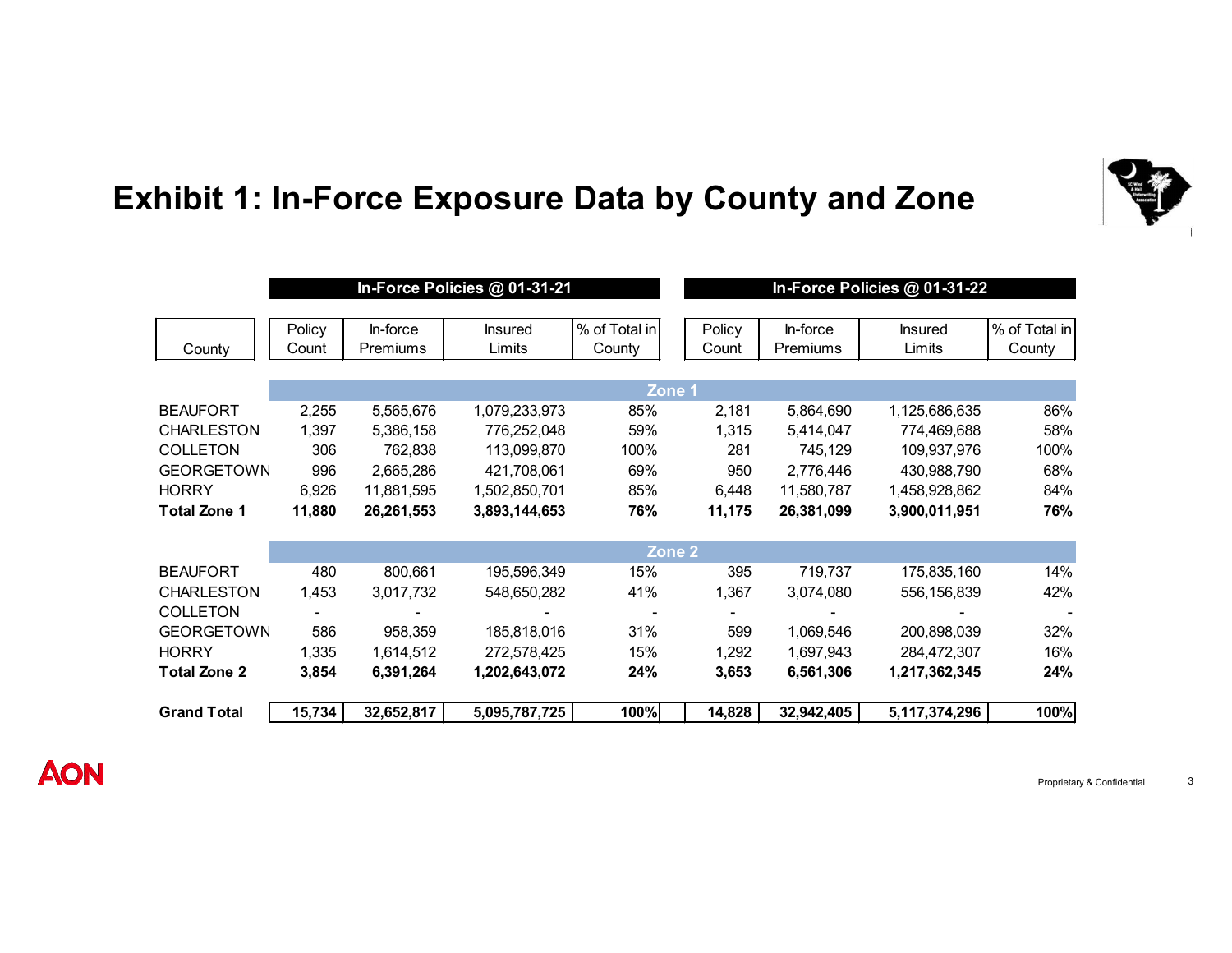# Exhibit 1: In-Force Exposure Data by County and Zone

| | In-Force Policies @ 01-31-21 | | | | In-Force Policies @ 01-31-22 | | | |
|---|---|---|---|---|---|---|---|---|
| County | Policy Count | In-force Premiums | Insured Limits | % of Total in County | Policy Count | In-force Premiums | Insured Limits | % of Total in County |
| **Zone 1** | | | | | | | | |
| BEAUFORT | 2,255 | 5,565,676 | 1,079,233,973 | 85% | 2,181 | 5,864,690 | 1,125,686,635 | 86% |
| CHARLESTON | 1,397 | 5,386,158 | 776,252,048 | 59% | 1,315 | 5,414,047 | 774,469,688 | 58% |
| COLLETON | 306 | 762,838 | 113,099,870 | 100% | 281 | 745,129 | 109,937,976 | 100% |
| GEORGETOWN | 996 | 2,665,286 | 421,708,061 | 69% | 950 | 2,776,446 | 430,988,790 | 68% |
| HORRY | 6,926 | 11,881,595 | 1,502,850,701 | 85% | 6,448 | 11,580,787 | 1,458,928,862 | 84% |
| **Total Zone 1** | **11,880** | **26,261,553** | **3,893,144,653** | **76%** | **11,175** | **26,381,099** | **3,900,011,951** | **76%** |
| **Zone 2** | | | | | | | | |
| BEAUFORT | 480 | 800,661 | 195,596,349 | 15% | 395 | 719,737 | 175,835,160 | 14% |
| CHARLESTON | 1,453 | 3,017,732 | 548,650,282 | 41% | 1,367 | 3,074,080 | 556,156,839 | 42% |
| COLLETON | - | - | - | - | - | - | - | - |
| GEORGETOWN | 586 | 958,359 | 185,818,016 | 31% | 599 | 1,069,546 | 200,898,039 | 32% |
| HORRY | 1,335 | 1,614,512 | 272,578,425 | 15% | 1,292 | 1,697,943 | 284,472,307 | 16% |
| **Total Zone 2** | **3,854** | **6,391,264** | **1,202,643,072** | **24%** | **3,653** | **6,561,306** | **1,217,362,345** | **24%** |
| **Grand Total** | **15,734** | **32,652,817** | **5,095,787,725** | **100%** | **14,828** | **32,942,405** | **5,117,374,296** | **100%** |

Proprietary & Confidential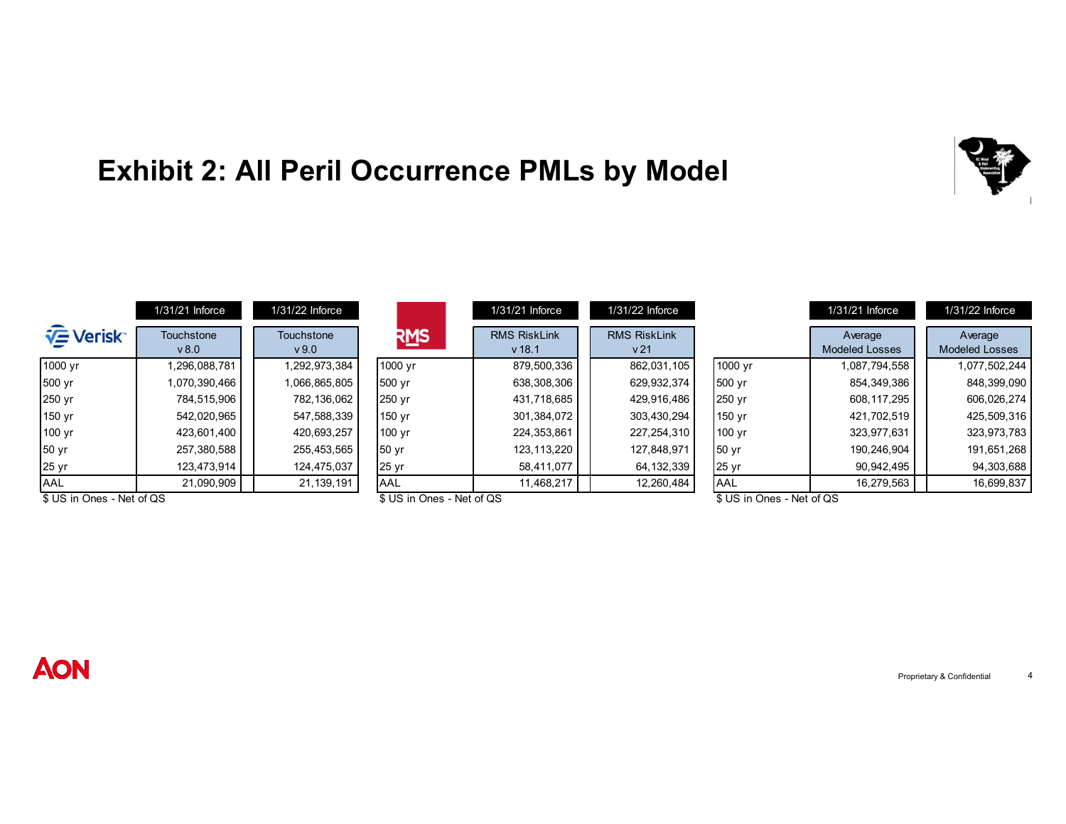# Exhibit 2: All Peril Occurrence PMLs by Model

| Verisk | 1/31/21 Inforce | 1/31/22 Inforce |
|---|---|---|
| | Touchstone v 8.0 | Touchstone v 9.0 |
| 1000 yr | 1,296,088,781 | 1,292,973,384 |
| 500 yr | 1,070,390,466 | 1,066,865,805 |
| 250 yr | 784,515,906 | 782,136,062 |
| 150 yr | 542,020,965 | 547,588,339 |
| 100 yr | 423,601,400 | 420,693,257 |
| 50 yr | 257,380,588 | 255,453,565 |
| 25 yr | 123,473,914 | 124,475,037 |
| AAL | 21,090,909 | 21,139,191 |

$ US in Ones - Net of QS

| RMS | 1/31/21 Inforce | 1/31/22 Inforce |
|---|---|---|
| | RMS RiskLink v 18.1 | RMS RiskLink v 21 |
| 1000 yr | 879,500,336 | 862,031,105 |
| 500 yr | 638,308,306 | 629,932,374 |
| 250 yr | 431,718,685 | 429,916,486 |
| 150 yr | 301,384,072 | 303,430,294 |
| 100 yr | 224,353,861 | 227,254,310 |
| 50 yr | 123,113,220 | 127,848,971 |
| 25 yr | 58,411,077 | 64,132,339 |
| AAL | 11,468,217 | 12,260,484 |

$ US in Ones - Net of QS

| | 1/31/21 Inforce | 1/31/22 Inforce |
|---|---|---|
| | Average Modeled Losses | Average Modeled Losses |
| 1000 yr | 1,087,794,558 | 1,077,502,244 |
| 500 yr | 854,349,386 | 848,399,090 |
| 250 yr | 608,117,295 | 606,026,274 |
| 150 yr | 421,702,519 | 425,509,316 |
| 100 yr | 323,977,631 | 323,973,783 |
| 50 yr | 190,246,904 | 191,651,268 |
| 25 yr | 90,942,495 | 94,303,688 |
| AAL | 16,279,563 | 16,699,837 |

$ US in Ones - Net of QS

Proprietary & Confidential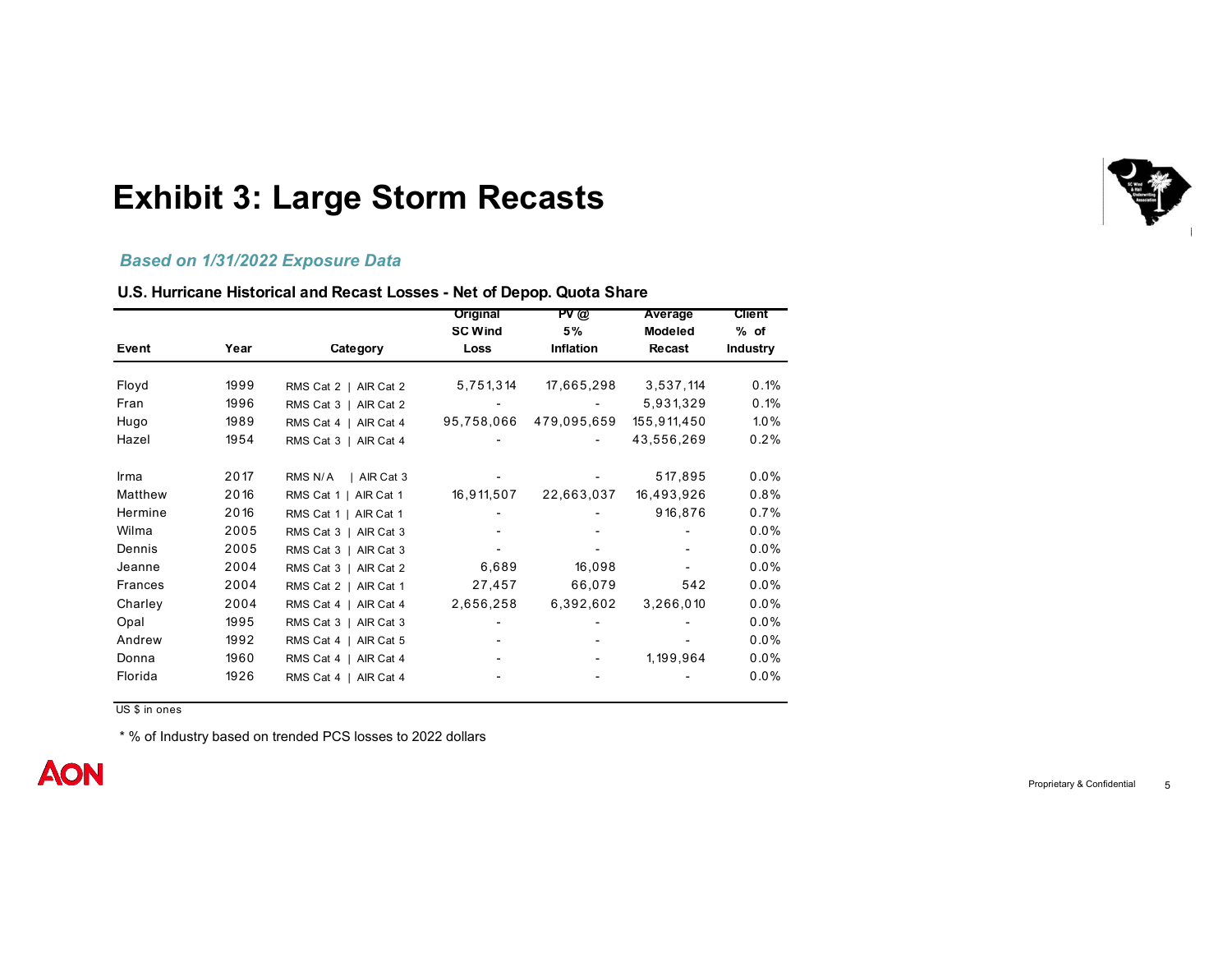# Exhibit 3: Large Storm Recasts

*Based on 1/31/2022 Exposure Data*

**U.S. Hurricane Historical and Recast Losses - Net of Depop. Quota Share**

| Event | Year | Category | Original SC Wind Loss | PV @ 5% Inflation | Average Modeled Recast | Client % of Industry |
|---|---|---|---|---|---|---|
| Floyd | 1999 | RMS Cat 2 \| AIR Cat 2 | 5,751,314 | 17,665,298 | 3,537,114 | 0.1% |
| Fran | 1996 | RMS Cat 3 \| AIR Cat 2 | - | - | 5,931,329 | 0.1% |
| Hugo | 1989 | RMS Cat 4 \| AIR Cat 4 | 95,758,066 | 479,095,659 | 155,911,450 | 1.0% |
| Hazel | 1954 | RMS Cat 3 \| AIR Cat 4 | - | - | 43,556,269 | 0.2% |
| | | | | | | |
| Irma | 2017 | RMS N/A \| AIR Cat 3 | - | - | 517,895 | 0.0% |
| Matthew | 2016 | RMS Cat 1 \| AIR Cat 1 | 16,911,507 | 22,663,037 | 16,493,926 | 0.8% |
| Hermine | 2016 | RMS Cat 1 \| AIR Cat 1 | - | - | 916,876 | 0.7% |
| Wilma | 2005 | RMS Cat 3 \| AIR Cat 3 | - | - | - | 0.0% |
| Dennis | 2005 | RMS Cat 3 \| AIR Cat 3 | - | - | - | 0.0% |
| Jeanne | 2004 | RMS Cat 3 \| AIR Cat 2 | 6,689 | 16,098 | - | 0.0% |
| Frances | 2004 | RMS Cat 2 \| AIR Cat 1 | 27,457 | 66,079 | 542 | 0.0% |
| Charley | 2004 | RMS Cat 4 \| AIR Cat 4 | 2,656,258 | 6,392,602 | 3,266,010 | 0.0% |
| Opal | 1995 | RMS Cat 3 \| AIR Cat 3 | - | - | - | 0.0% |
| Andrew | 1992 | RMS Cat 4 \| AIR Cat 5 | - | - | - | 0.0% |
| Donna | 1960 | RMS Cat 4 \| AIR Cat 4 | - | - | 1,199,964 | 0.0% |
| Florida | 1926 | RMS Cat 4 \| AIR Cat 4 | - | - | - | 0.0% |

US $ in ones

* % of Industry based on trended PCS losses to 2022 dollars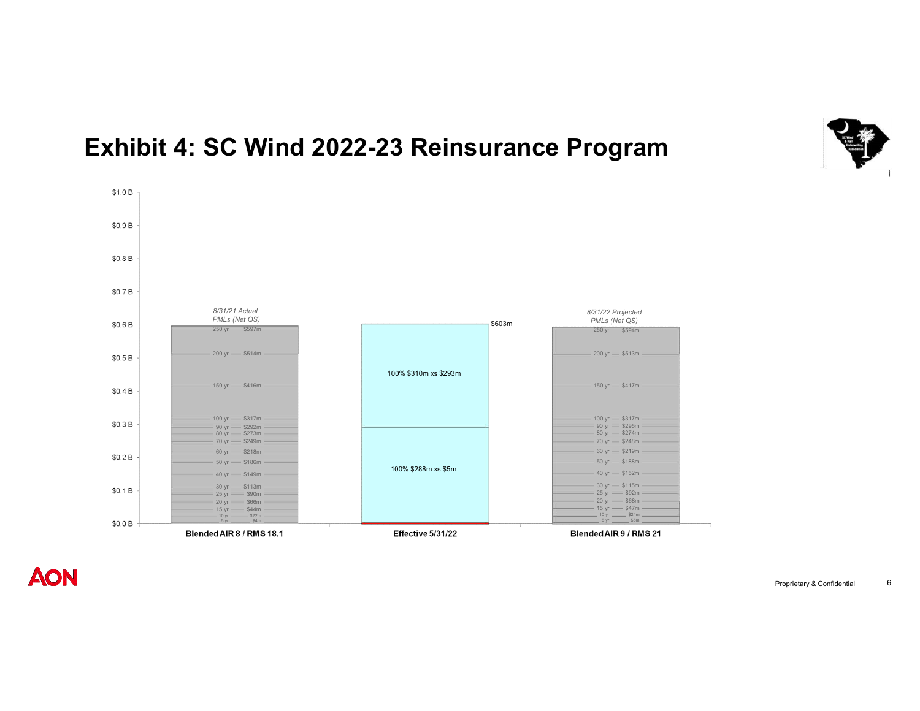# Exhibit 4: SC Wind 2022-23 Reinsurance Program

| Return Period | *8/31/21 Actual PMLs (Net QS)* Blended AIR 8 / RMS 18.1 | *8/31/22 Projected PMLs (Net QS)* Blended AIR 9 / RMS 21 |
|---|---|---|
| 250 yr | $597m | $594m |
| 200 yr | $514m | $513m |
| 150 yr | $416m | $417m |
| 100 yr | $317m | $317m |
| 90 yr | $292m | $295m |
| 80 yr | $273m | $274m |
| 70 yr | $249m | $248m |
| 60 yr | $218m | $219m |
| 50 yr | $186m | $188m |
| 40 yr | $149m | $152m |
| 30 yr | $113m | $115m |
| 25 yr | $90m | $92m |
| 20 yr | $66m | $68m |
| 15 yr | $44m | $47m |
| 10 yr | $22m | $24m |
| 5 yr | $4m | $5m |

**Effective 5/31/22**

- 100% $310m xs $293m
- 100% $288m xs $5m
- Top of program: $603m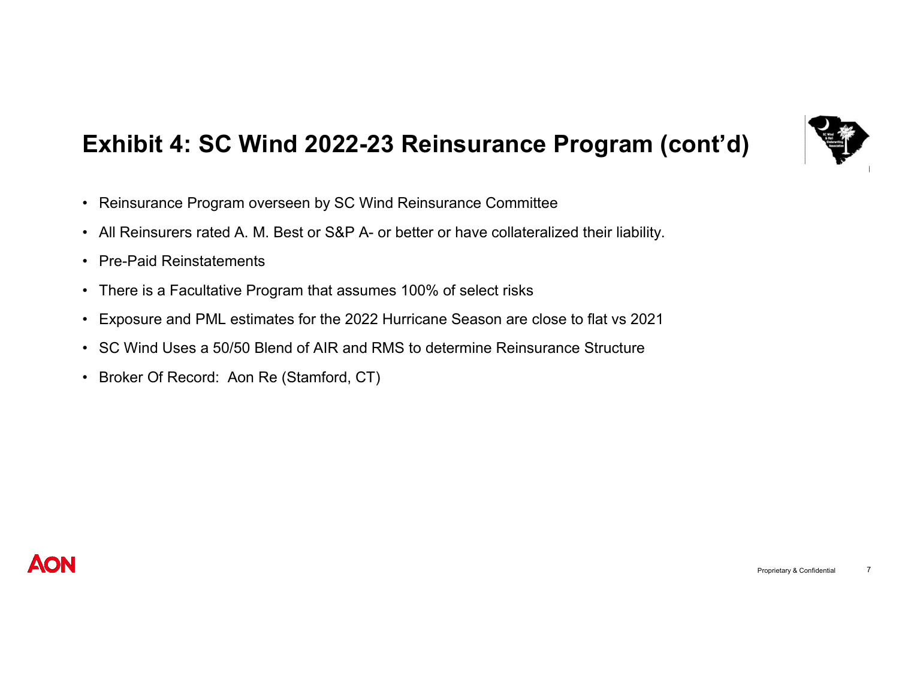# Exhibit 4: SC Wind 2022-23 Reinsurance Program (cont'd)

- Reinsurance Program overseen by SC Wind Reinsurance Committee
- All Reinsurers rated A. M. Best or S&P A- or better or have collateralized their liability.
- Pre-Paid Reinstatements
- There is a Facultative Program that assumes 100% of select risks
- Exposure and PML estimates for the 2022 Hurricane Season are close to flat vs 2021
- SC Wind Uses a 50/50 Blend of AIR and RMS to determine Reinsurance Structure
- Broker Of Record: Aon Re (Stamford, CT)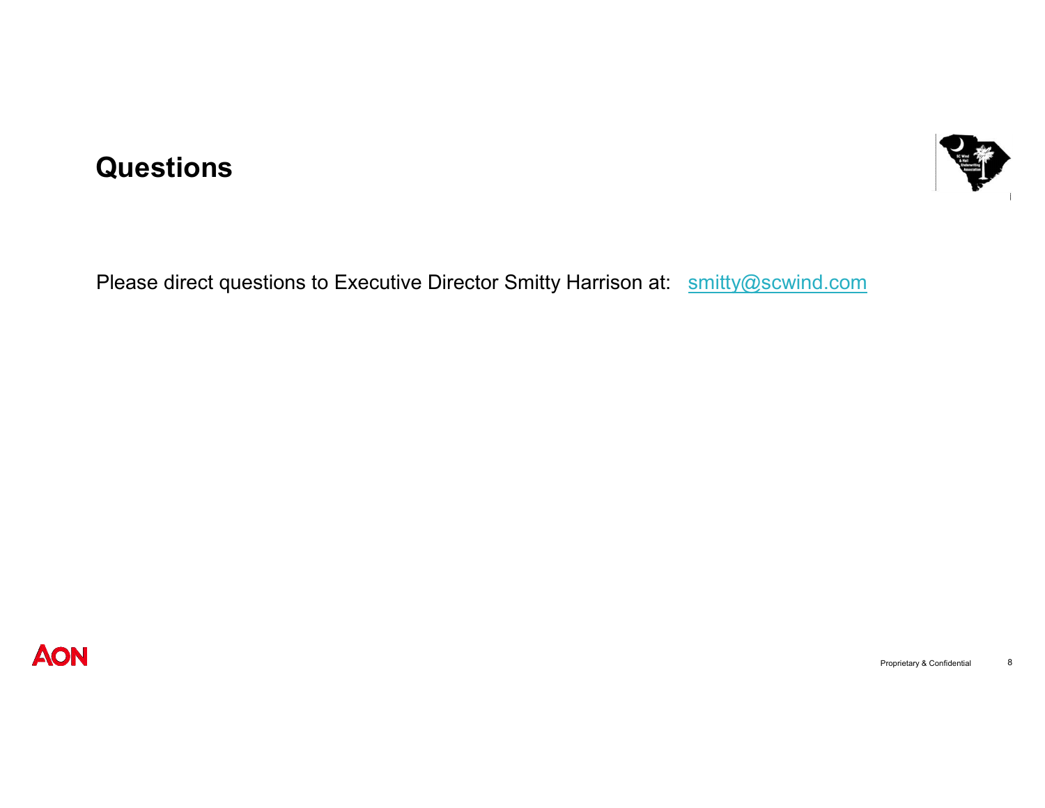## Questions

Please direct questions to Executive Director Smitty Harrison at: smitty@scwind.com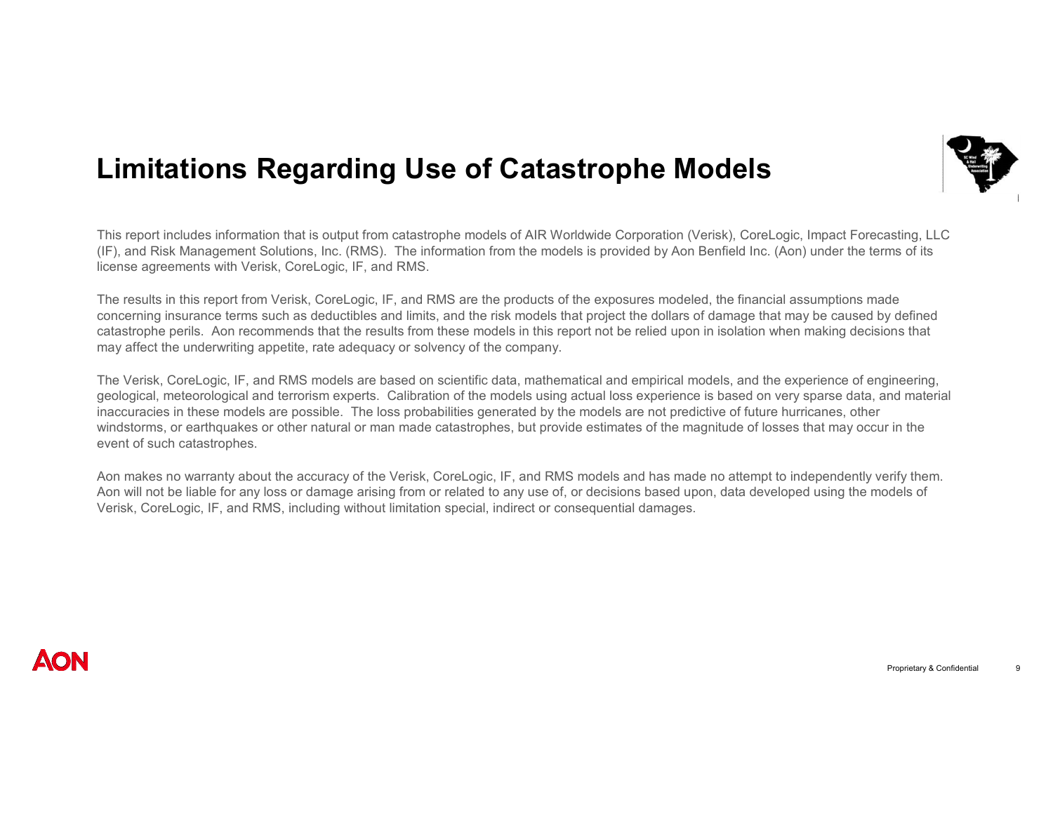# Limitations Regarding Use of Catastrophe Models

This report includes information that is output from catastrophe models of AIR Worldwide Corporation (Verisk), CoreLogic, Impact Forecasting, LLC (IF), and Risk Management Solutions, Inc. (RMS). The information from the models is provided by Aon Benfield Inc. (Aon) under the terms of its license agreements with Verisk, CoreLogic, IF, and RMS.

The results in this report from Verisk, CoreLogic, IF, and RMS are the products of the exposures modeled, the financial assumptions made concerning insurance terms such as deductibles and limits, and the risk models that project the dollars of damage that may be caused by defined catastrophe perils. Aon recommends that the results from these models in this report not be relied upon in isolation when making decisions that may affect the underwriting appetite, rate adequacy or solvency of the company.

The Verisk, CoreLogic, IF, and RMS models are based on scientific data, mathematical and empirical models, and the experience of engineering, geological, meteorological and terrorism experts. Calibration of the models using actual loss experience is based on very sparse data, and material inaccuracies in these models are possible. The loss probabilities generated by the models are not predictive of future hurricanes, other windstorms, or earthquakes or other natural or man made catastrophes, but provide estimates of the magnitude of losses that may occur in the event of such catastrophes.

Aon makes no warranty about the accuracy of the Verisk, CoreLogic, IF, and RMS models and has made no attempt to independently verify them. Aon will not be liable for any loss or damage arising from or related to any use of, or decisions based upon, data developed using the models of Verisk, CoreLogic, IF, and RMS, including without limitation special, indirect or consequential damages.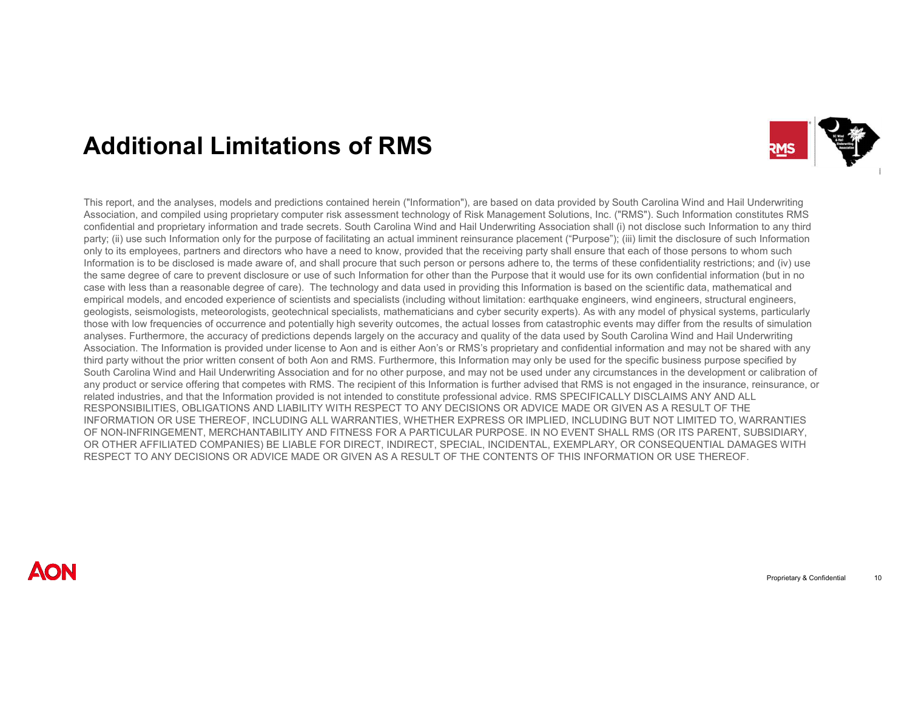# Additional Limitations of RMS

This report, and the analyses, models and predictions contained herein ("Information"), are based on data provided by South Carolina Wind and Hail Underwriting Association, and compiled using proprietary computer risk assessment technology of Risk Management Solutions, Inc. ("RMS"). Such Information constitutes RMS confidential and proprietary information and trade secrets. South Carolina Wind and Hail Underwriting Association shall (i) not disclose such Information to any third party; (ii) use such Information only for the purpose of facilitating an actual imminent reinsurance placement ("Purpose"); (iii) limit the disclosure of such Information only to its employees, partners and directors who have a need to know, provided that the receiving party shall ensure that each of those persons to whom such Information is to be disclosed is made aware of, and shall procure that such person or persons adhere to, the terms of these confidentiality restrictions; and (iv) use the same degree of care to prevent disclosure or use of such Information for other than the Purpose that it would use for its own confidential information (but in no case with less than a reasonable degree of care). The technology and data used in providing this Information is based on the scientific data, mathematical and empirical models, and encoded experience of scientists and specialists (including without limitation: earthquake engineers, wind engineers, structural engineers, geologists, seismologists, meteorologists, geotechnical specialists, mathematicians and cyber security experts). As with any model of physical systems, particularly those with low frequencies of occurrence and potentially high severity outcomes, the actual losses from catastrophic events may differ from the results of simulation analyses. Furthermore, the accuracy of predictions depends largely on the accuracy and quality of the data used by South Carolina Wind and Hail Underwriting Association. The Information is provided under license to Aon and is either Aon's or RMS's proprietary and confidential information and may not be shared with any third party without the prior written consent of both Aon and RMS. Furthermore, this Information may only be used for the specific business purpose specified by South Carolina Wind and Hail Underwriting Association and for no other purpose, and may not be used under any circumstances in the development or calibration of any product or service offering that competes with RMS. The recipient of this Information is further advised that RMS is not engaged in the insurance, reinsurance, or related industries, and that the Information provided is not intended to constitute professional advice. RMS SPECIFICALLY DISCLAIMS ANY AND ALL RESPONSIBILITIES, OBLIGATIONS AND LIABILITY WITH RESPECT TO ANY DECISIONS OR ADVICE MADE OR GIVEN AS A RESULT OF THE INFORMATION OR USE THEREOF, INCLUDING ALL WARRANTIES, WHETHER EXPRESS OR IMPLIED, INCLUDING BUT NOT LIMITED TO, WARRANTIES OF NON-INFRINGEMENT, MERCHANTABILITY AND FITNESS FOR A PARTICULAR PURPOSE. IN NO EVENT SHALL RMS (OR ITS PARENT, SUBSIDIARY, OR OTHER AFFILIATED COMPANIES) BE LIABLE FOR DIRECT, INDIRECT, SPECIAL, INCIDENTAL, EXEMPLARY, OR CONSEQUENTIAL DAMAGES WITH RESPECT TO ANY DECISIONS OR ADVICE MADE OR GIVEN AS A RESULT OF THE CONTENTS OF THIS INFORMATION OR USE THEREOF.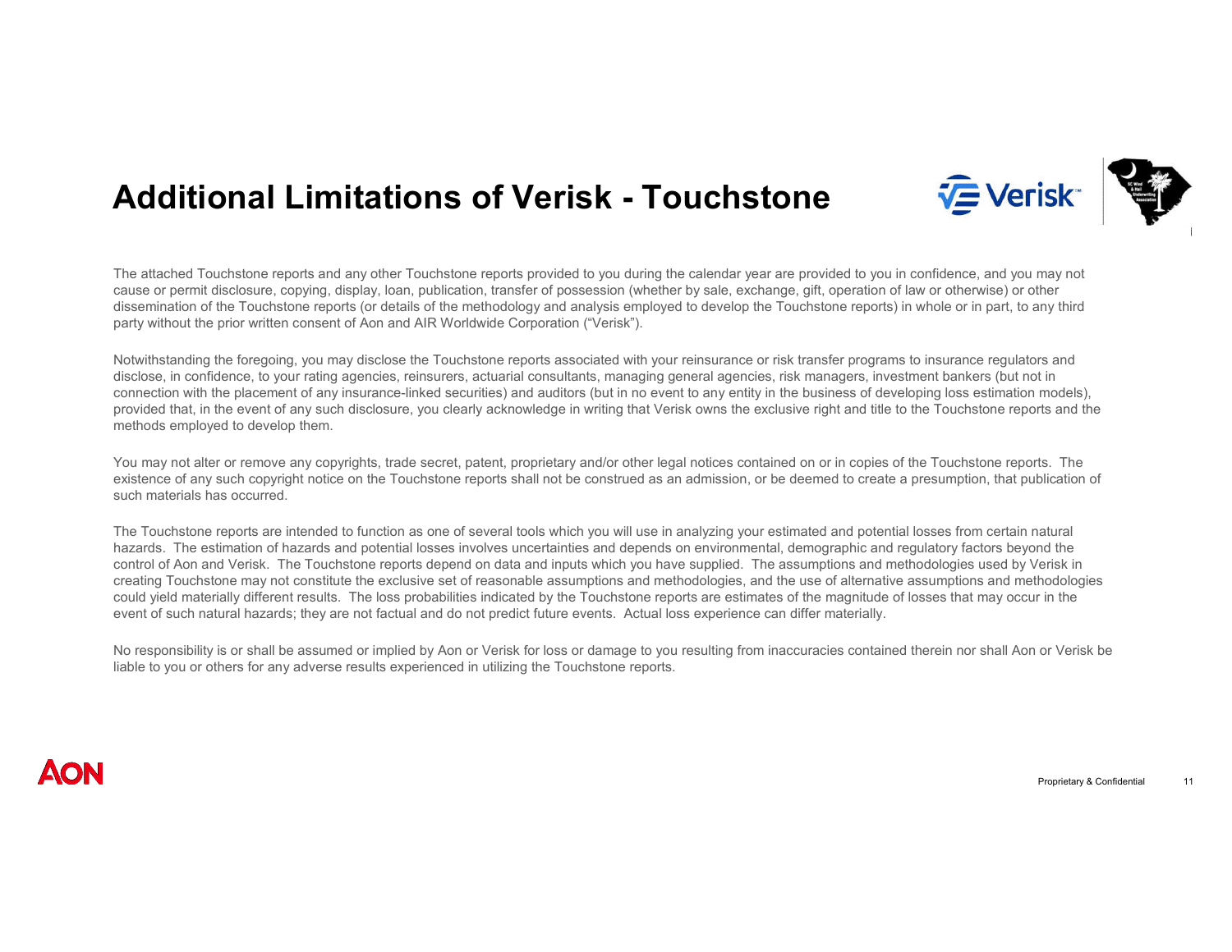# Additional Limitations of Verisk - Touchstone

The attached Touchstone reports and any other Touchstone reports provided to you during the calendar year are provided to you in confidence, and you may not cause or permit disclosure, copying, display, loan, publication, transfer of possession (whether by sale, exchange, gift, operation of law or otherwise) or other dissemination of the Touchstone reports (or details of the methodology and analysis employed to develop the Touchstone reports) in whole or in part, to any third party without the prior written consent of Aon and AIR Worldwide Corporation ("Verisk").

Notwithstanding the foregoing, you may disclose the Touchstone reports associated with your reinsurance or risk transfer programs to insurance regulators and disclose, in confidence, to your rating agencies, reinsurers, actuarial consultants, managing general agencies, risk managers, investment bankers (but not in connection with the placement of any insurance-linked securities) and auditors (but in no event to any entity in the business of developing loss estimation models), provided that, in the event of any such disclosure, you clearly acknowledge in writing that Verisk owns the exclusive right and title to the Touchstone reports and the methods employed to develop them.

You may not alter or remove any copyrights, trade secret, patent, proprietary and/or other legal notices contained on or in copies of the Touchstone reports. The existence of any such copyright notice on the Touchstone reports shall not be construed as an admission, or be deemed to create a presumption, that publication of such materials has occurred.

The Touchstone reports are intended to function as one of several tools which you will use in analyzing your estimated and potential losses from certain natural hazards. The estimation of hazards and potential losses involves uncertainties and depends on environmental, demographic and regulatory factors beyond the control of Aon and Verisk. The Touchstone reports depend on data and inputs which you have supplied. The assumptions and methodologies used by Verisk in creating Touchstone may not constitute the exclusive set of reasonable assumptions and methodologies, and the use of alternative assumptions and methodologies could yield materially different results. The loss probabilities indicated by the Touchstone reports are estimates of the magnitude of losses that may occur in the event of such natural hazards; they are not factual and do not predict future events. Actual loss experience can differ materially.

No responsibility is or shall be assumed or implied by Aon or Verisk for loss or damage to you resulting from inaccuracies contained therein nor shall Aon or Verisk be liable to you or others for any adverse results experienced in utilizing the Touchstone reports.